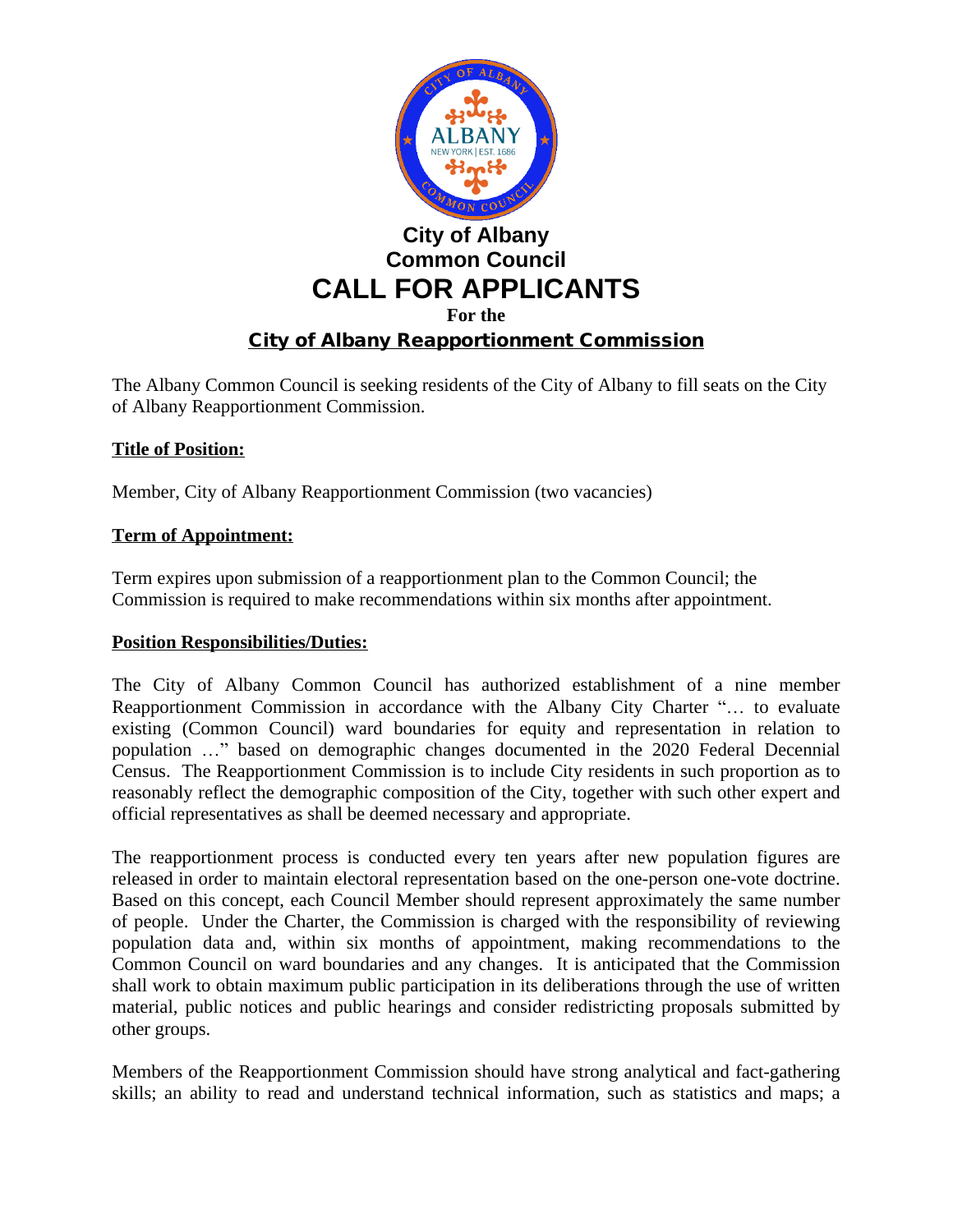# City of Albany
# Common Council
# CALL FOR APPLICANTS

**For the**

## City of Albany Reapportionment Commission

The Albany Common Council is seeking residents of the City of Albany to fill seats on the City of Albany Reapportionment Commission.

**Title of Position:**

Member, City of Albany Reapportionment Commission (two vacancies)

**Term of Appointment:**

Term expires upon submission of a reapportionment plan to the Common Council; the Commission is required to make recommendations within six months after appointment.

**Position Responsibilities/Duties:**

The City of Albany Common Council has authorized establishment of a nine member Reapportionment Commission in accordance with the Albany City Charter "… to evaluate existing (Common Council) ward boundaries for equity and representation in relation to population …" based on demographic changes documented in the 2020 Federal Decennial Census. The Reapportionment Commission is to include City residents in such proportion as to reasonably reflect the demographic composition of the City, together with such other expert and official representatives as shall be deemed necessary and appropriate.

The reapportionment process is conducted every ten years after new population figures are released in order to maintain electoral representation based on the one-person one-vote doctrine. Based on this concept, each Council Member should represent approximately the same number of people. Under the Charter, the Commission is charged with the responsibility of reviewing population data and, within six months of appointment, making recommendations to the Common Council on ward boundaries and any changes. It is anticipated that the Commission shall work to obtain maximum public participation in its deliberations through the use of written material, public notices and public hearings and consider redistricting proposals submitted by other groups.

Members of the Reapportionment Commission should have strong analytical and fact-gathering skills; an ability to read and understand technical information, such as statistics and maps; a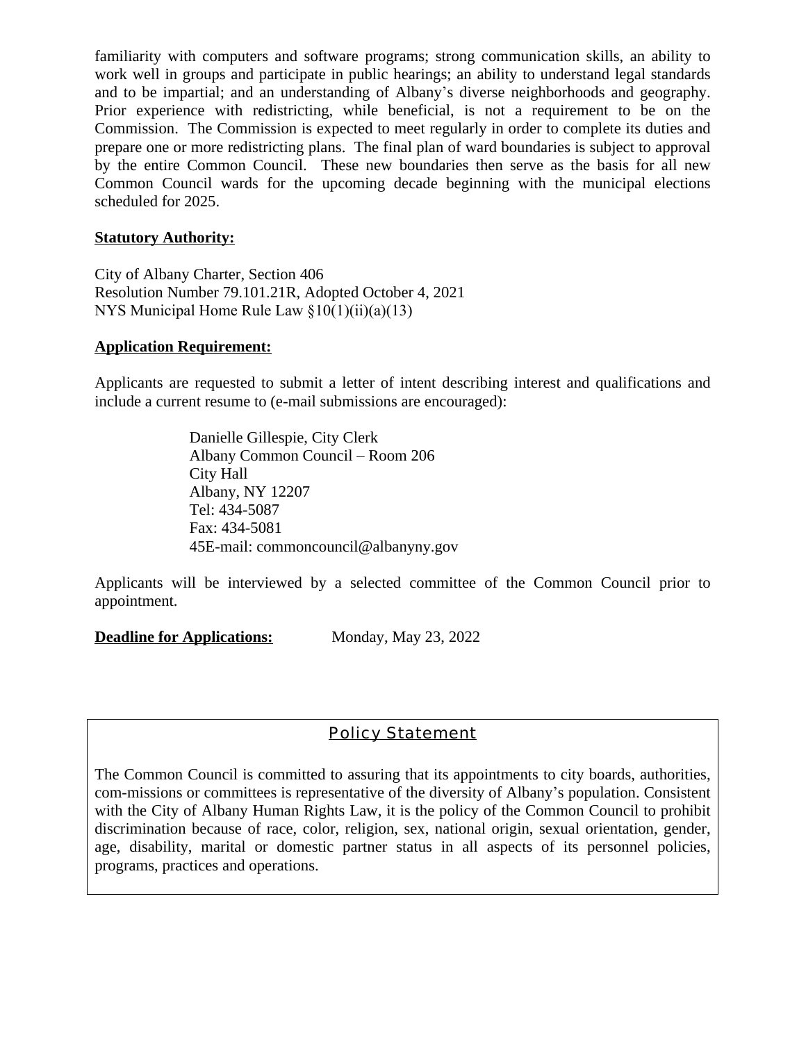familiarity with computers and software programs; strong communication skills, an ability to work well in groups and participate in public hearings; an ability to understand legal standards and to be impartial; and an understanding of Albany's diverse neighborhoods and geography. Prior experience with redistricting, while beneficial, is not a requirement to be on the Commission. The Commission is expected to meet regularly in order to complete its duties and prepare one or more redistricting plans. The final plan of ward boundaries is subject to approval by the entire Common Council. These new boundaries then serve as the basis for all new Common Council wards for the upcoming decade beginning with the municipal elections scheduled for 2025.

**Statutory Authority:**

City of Albany Charter, Section 406
Resolution Number 79.101.21R, Adopted October 4, 2021
NYS Municipal Home Rule Law §10(1)(ii)(a)(13)

**Application Requirement:**

Applicants are requested to submit a letter of intent describing interest and qualifications and include a current resume to (e-mail submissions are encouraged):

Danielle Gillespie, City Clerk
Albany Common Council – Room 206
City Hall
Albany, NY 12207
Tel: 434-5087
Fax: 434-5081
45E-mail: commoncouncil@albanyny.gov

Applicants will be interviewed by a selected committee of the Common Council prior to appointment.

**Deadline for Applications:** Monday, May 23, 2022

## Policy Statement

The Common Council is committed to assuring that its appointments to city boards, authorities, com-missions or committees is representative of the diversity of Albany's population. Consistent with the City of Albany Human Rights Law, it is the policy of the Common Council to prohibit discrimination because of race, color, religion, sex, national origin, sexual orientation, gender, age, disability, marital or domestic partner status in all aspects of its personnel policies, programs, practices and operations.